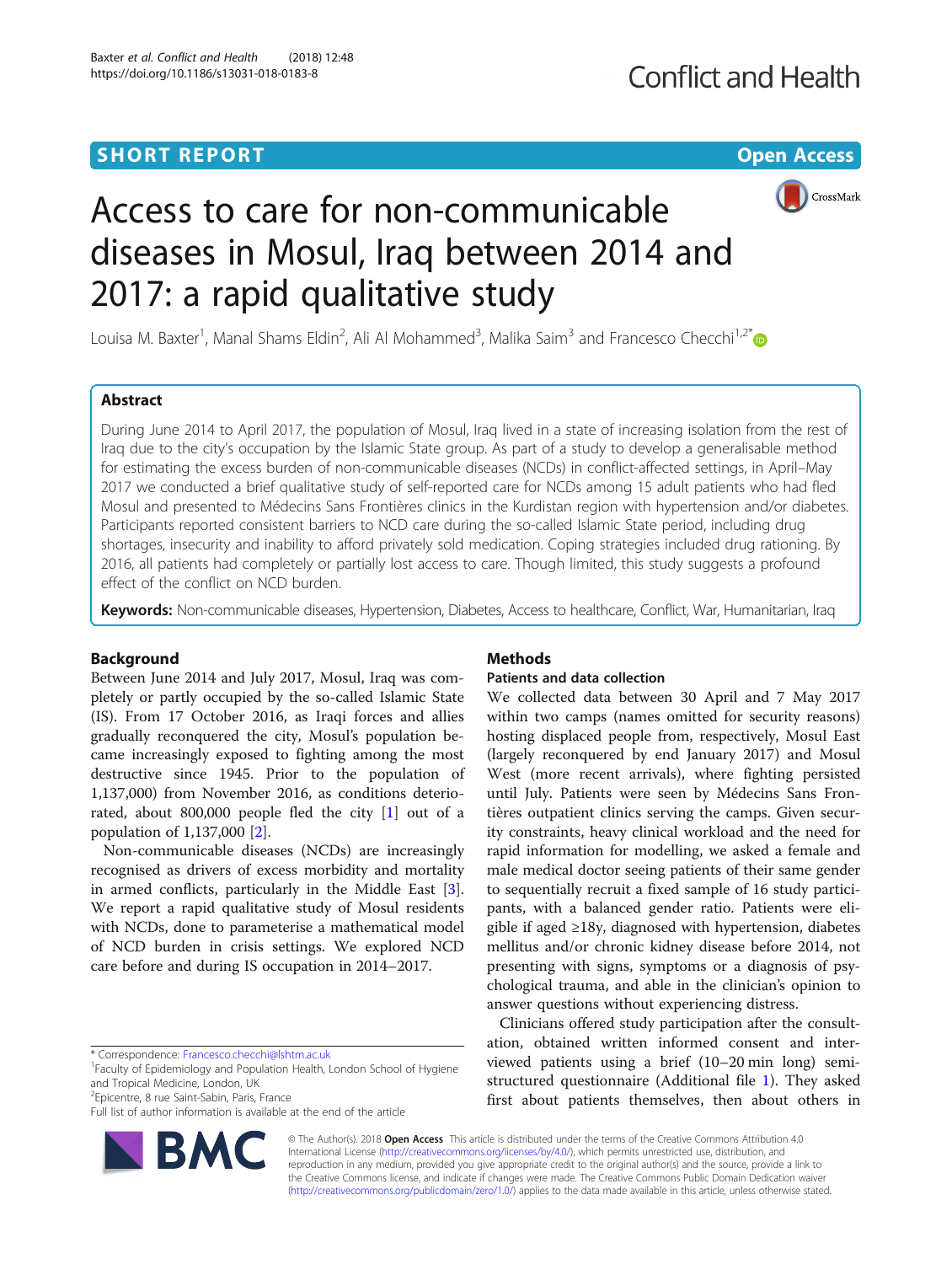SHORT REPORT

Open Access

# Access to care for non-communicable diseases in Mosul, Iraq between 2014 and 2017: a rapid qualitative study

Louisa M. Baxter[1], Manal Shams Eldin[2], Ali Al Mohammed[3], Malika Saim[3] and Francesco Checchi[1,2*]

## Abstract

During June 2014 to April 2017, the population of Mosul, Iraq lived in a state of increasing isolation from the rest of Iraq due to the city's occupation by the Islamic State group. As part of a study to develop a generalisable method for estimating the excess burden of non-communicable diseases (NCDs) in conflict-affected settings, in April–May 2017 we conducted a brief qualitative study of self-reported care for NCDs among 15 adult patients who had fled Mosul and presented to Médecins Sans Frontières clinics in the Kurdistan region with hypertension and/or diabetes. Participants reported consistent barriers to NCD care during the so-called Islamic State period, including drug shortages, insecurity and inability to afford privately sold medication. Coping strategies included drug rationing. By 2016, all patients had completely or partially lost access to care. Though limited, this study suggests a profound effect of the conflict on NCD burden.

**Keywords:** Non-communicable diseases, Hypertension, Diabetes, Access to healthcare, Conflict, War, Humanitarian, Iraq

## Background

Between June 2014 and July 2017, Mosul, Iraq was completely or partly occupied by the so-called Islamic State (IS). From 17 October 2016, as Iraqi forces and allies gradually reconquered the city, Mosul's population became increasingly exposed to fighting among the most destructive since 1945. Prior to the population of 1,137,000) from November 2016, as conditions deteriorated, about 800,000 people fled the city [1] out of a population of 1,137,000 [2].

Non-communicable diseases (NCDs) are increasingly recognised as drivers of excess morbidity and mortality in armed conflicts, particularly in the Middle East [3]. We report a rapid qualitative study of Mosul residents with NCDs, done to parameterise a mathematical model of NCD burden in crisis settings. We explored NCD care before and during IS occupation in 2014–2017.

## Methods

### Patients and data collection

We collected data between 30 April and 7 May 2017 within two camps (names omitted for security reasons) hosting displaced people from, respectively, Mosul East (largely reconquered by end January 2017) and Mosul West (more recent arrivals), where fighting persisted until July. Patients were seen by Médecins Sans Frontières outpatient clinics serving the camps. Given security constraints, heavy clinical workload and the need for rapid information for modelling, we asked a female and male medical doctor seeing patients of their same gender to sequentially recruit a fixed sample of 16 study participants, with a balanced gender ratio. Patients were eligible if aged ≥18y, diagnosed with hypertension, diabetes mellitus and/or chronic kidney disease before 2014, not presenting with signs, symptoms or a diagnosis of psychological trauma, and able in the clinician's opinion to answer questions without experiencing distress.

Clinicians offered study participation after the consultation, obtained written informed consent and interviewed patients using a brief (10–20 min long) semi-structured questionnaire (Additional file 1). They asked first about patients themselves, then about others in

* Correspondence: Francesco.checchi@lshtm.ac.uk
[1] Faculty of Epidemiology and Population Health, London School of Hygiene and Tropical Medicine, London, UK
[2] Epicentre, 8 rue Saint-Sabin, Paris, France
Full list of author information is available at the end of the article

© The Author(s). 2018 **Open Access** This article is distributed under the terms of the Creative Commons Attribution 4.0 International License (http://creativecommons.org/licenses/by/4.0/), which permits unrestricted use, distribution, and reproduction in any medium, provided you give appropriate credit to the original author(s) and the source, provide a link to the Creative Commons license, and indicate if changes were made. The Creative Commons Public Domain Dedication waiver (http://creativecommons.org/publicdomain/zero/1.0/) applies to the data made available in this article, unless otherwise stated.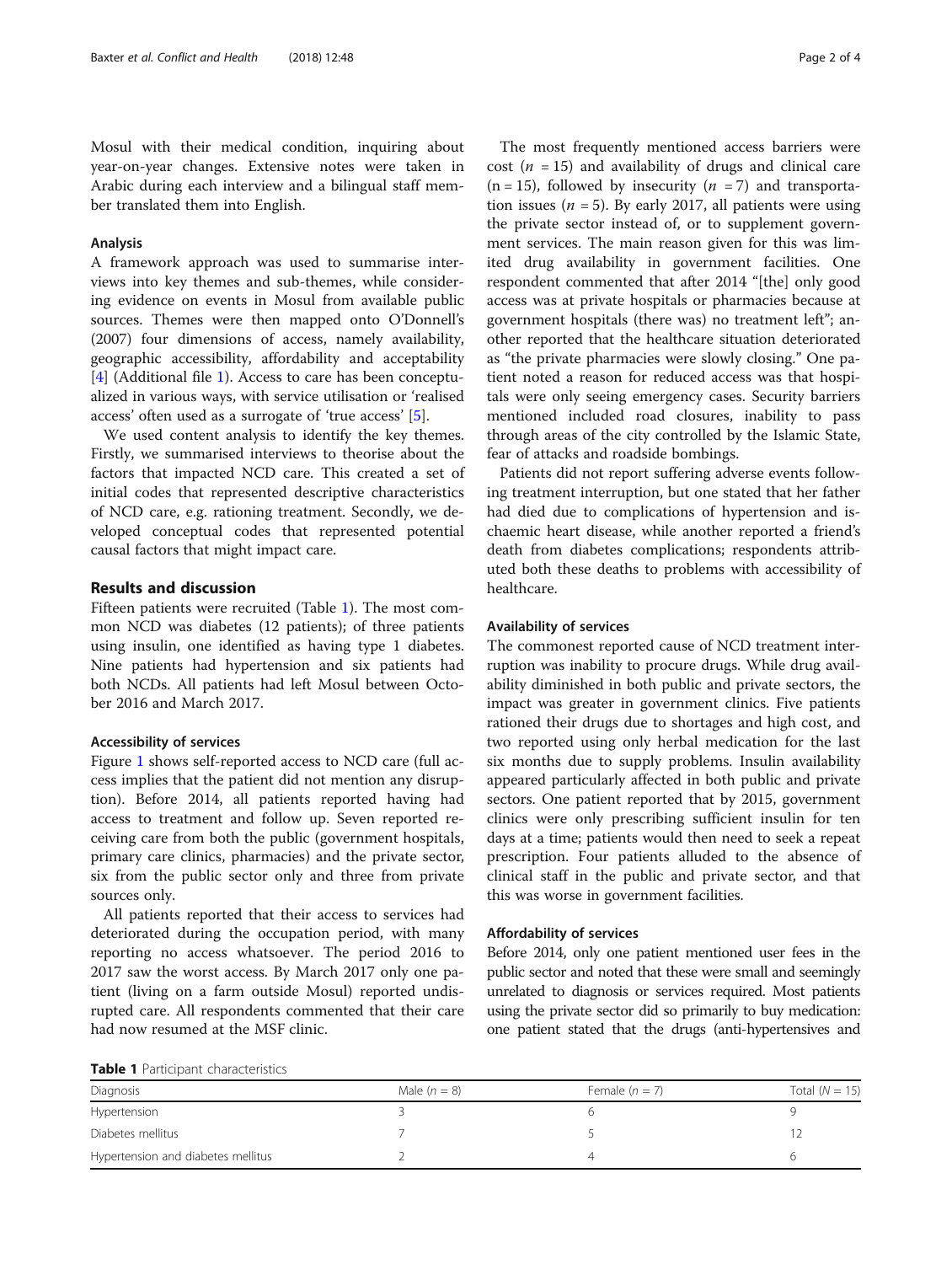Mosul with their medical condition, inquiring about year-on-year changes. Extensive notes were taken in Arabic during each interview and a bilingual staff member translated them into English.

### Analysis

A framework approach was used to summarise interviews into key themes and sub-themes, while considering evidence on events in Mosul from available public sources. Themes were then mapped onto O'Donnell's (2007) four dimensions of access, namely availability, geographic accessibility, affordability and acceptability [4] (Additional file 1). Access to care has been conceptualized in various ways, with service utilisation or 'realised access' often used as a surrogate of 'true access' [5].

We used content analysis to identify the key themes. Firstly, we summarised interviews to theorise about the factors that impacted NCD care. This created a set of initial codes that represented descriptive characteristics of NCD care, e.g. rationing treatment. Secondly, we developed conceptual codes that represented potential causal factors that might impact care.

## Results and discussion

Fifteen patients were recruited (Table 1). The most common NCD was diabetes (12 patients); of three patients using insulin, one identified as having type 1 diabetes. Nine patients had hypertension and six patients had both NCDs. All patients had left Mosul between October 2016 and March 2017.

### Accessibility of services

Figure 1 shows self-reported access to NCD care (full access implies that the patient did not mention any disruption). Before 2014, all patients reported having had access to treatment and follow up. Seven reported receiving care from both the public (government hospitals, primary care clinics, pharmacies) and the private sector, six from the public sector only and three from private sources only.

All patients reported that their access to services had deteriorated during the occupation period, with many reporting no access whatsoever. The period 2016 to 2017 saw the worst access. By March 2017 only one patient (living on a farm outside Mosul) reported undisrupted care. All respondents commented that their care had now resumed at the MSF clinic.

The most frequently mentioned access barriers were cost ($n$ = 15) and availability of drugs and clinical care (n = 15), followed by insecurity ($n$ = 7) and transportation issues ($n$ = 5). By early 2017, all patients were using the private sector instead of, or to supplement government services. The main reason given for this was limited drug availability in government facilities. One respondent commented that after 2014 "[the] only good access was at private hospitals or pharmacies because at government hospitals (there was) no treatment left"; another reported that the healthcare situation deteriorated as "the private pharmacies were slowly closing." One patient noted a reason for reduced access was that hospitals were only seeing emergency cases. Security barriers mentioned included road closures, inability to pass through areas of the city controlled by the Islamic State, fear of attacks and roadside bombings.

Patients did not report suffering adverse events following treatment interruption, but one stated that her father had died due to complications of hypertension and ischaemic heart disease, while another reported a friend's death from diabetes complications; respondents attributed both these deaths to problems with accessibility of healthcare.

### Availability of services

The commonest reported cause of NCD treatment interruption was inability to procure drugs. While drug availability diminished in both public and private sectors, the impact was greater in government clinics. Five patients rationed their drugs due to shortages and high cost, and two reported using only herbal medication for the last six months due to supply problems. Insulin availability appeared particularly affected in both public and private sectors. One patient reported that by 2015, government clinics were only prescribing sufficient insulin for ten days at a time; patients would then need to seek a repeat prescription. Four patients alluded to the absence of clinical staff in the public and private sector, and that this was worse in government facilities.

### Affordability of services

Before 2014, only one patient mentioned user fees in the public sector and noted that these were small and seemingly unrelated to diagnosis or services required. Most patients using the private sector did so primarily to buy medication: one patient stated that the drugs (anti-hypertensives and

**Table 1** Participant characteristics

| Diagnosis | Male ($n$ = 8) | Female ($n$ = 7) | Total ($N$ = 15) |
|---|---|---|---|
| Hypertension | 3 | 6 | 9 |
| Diabetes mellitus | 7 | 5 | 12 |
| Hypertension and diabetes mellitus | 2 | 4 | 6 |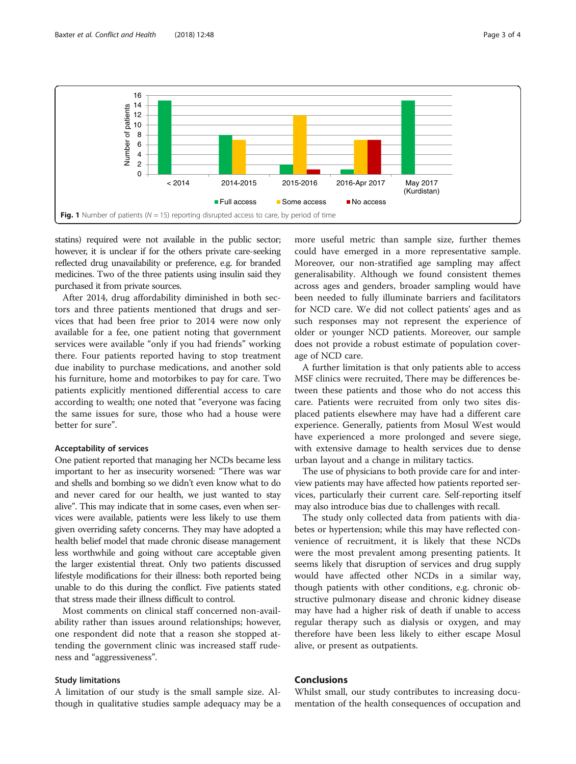16
14
12
10
8
6
4
2
0

Number of patients

< 2014
2014-2015
2015-2016
2016-Apr 2017
May 2017 (Kurdistan)

Full access
Some access
No access

**Fig. 1** Number of patients (N = 15) reporting disrupted access to care, by period of time

statins) required were not available in the public sector; however, it is unclear if for the others private care-seeking reflected drug unavailability or preference, e.g. for branded medicines. Two of the three patients using insulin said they purchased it from private sources.

After 2014, drug affordability diminished in both sectors and three patients mentioned that drugs and services that had been free prior to 2014 were now only available for a fee, one patient noting that government services were available "only if you had friends" working there. Four patients reported having to stop treatment due inability to purchase medications, and another sold his furniture, home and motorbikes to pay for care. Two patients explicitly mentioned differential access to care according to wealth; one noted that "everyone was facing the same issues for sure, those who had a house were better for sure".

### Acceptability of services

One patient reported that managing her NCDs became less important to her as insecurity worsened: "There was war and shells and bombing so we didn't even know what to do and never cared for our health, we just wanted to stay alive". This may indicate that in some cases, even when services were available, patients were less likely to use them given overriding safety concerns. They may have adopted a health belief model that made chronic disease management less worthwhile and going without care acceptable given the larger existential threat. Only two patients discussed lifestyle modifications for their illness: both reported being unable to do this during the conflict. Five patients stated that stress made their illness difficult to control.

Most comments on clinical staff concerned non-availability rather than issues around relationships; however, one respondent did note that a reason she stopped attending the government clinic was increased staff rudeness and "aggressiveness".

### Study limitations

A limitation of our study is the small sample size. Although in qualitative studies sample adequacy may be a more useful metric than sample size, further themes could have emerged in a more representative sample. Moreover, our non-stratified age sampling may affect generalisability. Although we found consistent themes across ages and genders, broader sampling would have been needed to fully illuminate barriers and facilitators for NCD care. We did not collect patients' ages and as such responses may not represent the experience of older or younger NCD patients. Moreover, our sample does not provide a robust estimate of population coverage of NCD care.

A further limitation is that only patients able to access MSF clinics were recruited, There may be differences between these patients and those who do not access this care. Patients were recruited from only two sites displaced patients elsewhere may have had a different care experience. Generally, patients from Mosul West would have experienced a more prolonged and severe siege, with extensive damage to health services due to dense urban layout and a change in military tactics.

The use of physicians to both provide care for and interview patients may have affected how patients reported services, particularly their current care. Self-reporting itself may also introduce bias due to challenges with recall.

The study only collected data from patients with diabetes or hypertension; while this may have reflected convenience of recruitment, it is likely that these NCDs were the most prevalent among presenting patients. It seems likely that disruption of services and drug supply would have affected other NCDs in a similar way, though patients with other conditions, e.g. chronic obstructive pulmonary disease and chronic kidney disease may have had a higher risk of death if unable to access regular therapy such as dialysis or oxygen, and may therefore have been less likely to either escape Mosul alive, or present as outpatients.

## Conclusions

Whilst small, our study contributes to increasing documentation of the health consequences of occupation and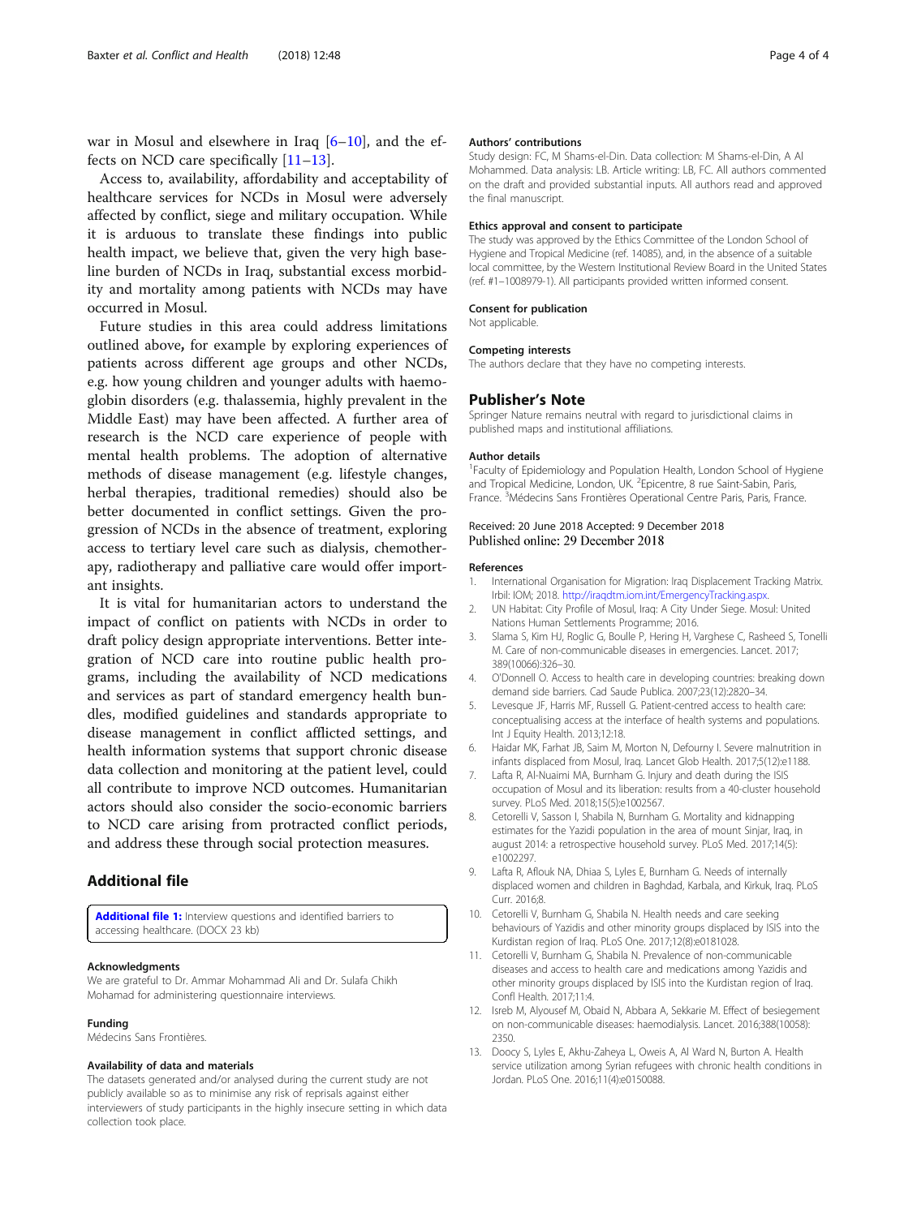war in Mosul and elsewhere in Iraq [6–10], and the effects on NCD care specifically [11–13].

Access to, availability, affordability and acceptability of healthcare services for NCDs in Mosul were adversely affected by conflict, siege and military occupation. While it is arduous to translate these findings into public health impact, we believe that, given the very high baseline burden of NCDs in Iraq, substantial excess morbidity and mortality among patients with NCDs may have occurred in Mosul.

Future studies in this area could address limitations outlined above**,** for example by exploring experiences of patients across different age groups and other NCDs, e.g. how young children and younger adults with haemoglobin disorders (e.g. thalassemia, highly prevalent in the Middle East) may have been affected. A further area of research is the NCD care experience of people with mental health problems. The adoption of alternative methods of disease management (e.g. lifestyle changes, herbal therapies, traditional remedies) should also be better documented in conflict settings. Given the progression of NCDs in the absence of treatment, exploring access to tertiary level care such as dialysis, chemotherapy, radiotherapy and palliative care would offer important insights.

It is vital for humanitarian actors to understand the impact of conflict on patients with NCDs in order to draft policy design appropriate interventions. Better integration of NCD care into routine public health programs, including the availability of NCD medications and services as part of standard emergency health bundles, modified guidelines and standards appropriate to disease management in conflict afflicted settings, and health information systems that support chronic disease data collection and monitoring at the patient level, could all contribute to improve NCD outcomes. Humanitarian actors should also consider the socio-economic barriers to NCD care arising from protracted conflict periods, and address these through social protection measures.

## Additional file

**Additional file 1:** Interview questions and identified barriers to accessing healthcare. (DOCX 23 kb)

### Acknowledgments

We are grateful to Dr. Ammar Mohammad Ali and Dr. Sulafa Chikh Mohamad for administering questionnaire interviews.

### Funding

Médecins Sans Frontières.

### Availability of data and materials

The datasets generated and/or analysed during the current study are not publicly available so as to minimise any risk of reprisals against either interviewers of study participants in the highly insecure setting in which data collection took place.

### Authors' contributions

Study design: FC, M Shams-el-Din. Data collection: M Shams-el-Din, A Al Mohammed. Data analysis: LB. Article writing: LB, FC. All authors commented on the draft and provided substantial inputs. All authors read and approved the final manuscript.

### Ethics approval and consent to participate

The study was approved by the Ethics Committee of the London School of Hygiene and Tropical Medicine (ref. 14085), and, in the absence of a suitable local committee, by the Western Institutional Review Board in the United States (ref. #1–1008979-1). All participants provided written informed consent.

### Consent for publication

Not applicable.

### Competing interests

The authors declare that they have no competing interests.

## Publisher's Note

Springer Nature remains neutral with regard to jurisdictional claims in published maps and institutional affiliations.

### Author details

[1]Faculty of Epidemiology and Population Health, London School of Hygiene and Tropical Medicine, London, UK. [2]Epicentre, 8 rue Saint-Sabin, Paris, France. [3]Médecins Sans Frontières Operational Centre Paris, Paris, France.

Received: 20 June 2018 Accepted: 9 December 2018
Published online: 29 December 2018

### References

1. International Organisation for Migration: Iraq Displacement Tracking Matrix. Irbil: IOM; 2018. http://iraqdtm.iom.int/EmergencyTracking.aspx.
2. UN Habitat: City Profile of Mosul, Iraq: A City Under Siege. Mosul: United Nations Human Settlements Programme; 2016.
3. Slama S, Kim HJ, Roglic G, Boulle P, Hering H, Varghese C, Rasheed S, Tonelli M. Care of non-communicable diseases in emergencies. Lancet. 2017; 389(10066):326–30.
4. O'Donnell O. Access to health care in developing countries: breaking down demand side barriers. Cad Saude Publica. 2007;23(12):2820–34.
5. Levesque JF, Harris MF, Russell G. Patient-centred access to health care: conceptualising access at the interface of health systems and populations. Int J Equity Health. 2013;12:18.
6. Haidar MK, Farhat JB, Saim M, Morton N, Defourny I. Severe malnutrition in infants displaced from Mosul, Iraq. Lancet Glob Health. 2017;5(12):e1188.
7. Lafta R, Al-Nuaimi MA, Burnham G. Injury and death during the ISIS occupation of Mosul and its liberation: results from a 40-cluster household survey. PLoS Med. 2018;15(5):e1002567.
8. Cetorelli V, Sasson I, Shabila N, Burnham G. Mortality and kidnapping estimates for the Yazidi population in the area of mount Sinjar, Iraq, in august 2014: a retrospective household survey. PLoS Med. 2017;14(5): e1002297.
9. Lafta R, Aflouk NA, Dhiaa S, Lyles E, Burnham G. Needs of internally displaced women and children in Baghdad, Karbala, and Kirkuk, Iraq. PLoS Curr. 2016;8.
10. Cetorelli V, Burnham G, Shabila N. Health needs and care seeking behaviours of Yazidis and other minority groups displaced by ISIS into the Kurdistan region of Iraq. PLoS One. 2017;12(8):e0181028.
11. Cetorelli V, Burnham G, Shabila N. Prevalence of non-communicable diseases and access to health care and medications among Yazidis and other minority groups displaced by ISIS into the Kurdistan region of Iraq. Confl Health. 2017;11:4.
12. Isreb M, Alyousef M, Obaid N, Abbara A, Sekkarie M. Effect of besiegement on non-communicable diseases: haemodialysis. Lancet. 2016;388(10058): 2350.
13. Doocy S, Lyles E, Akhu-Zaheya L, Oweis A, Al Ward N, Burton A. Health service utilization among Syrian refugees with chronic health conditions in Jordan. PLoS One. 2016;11(4):e0150088.